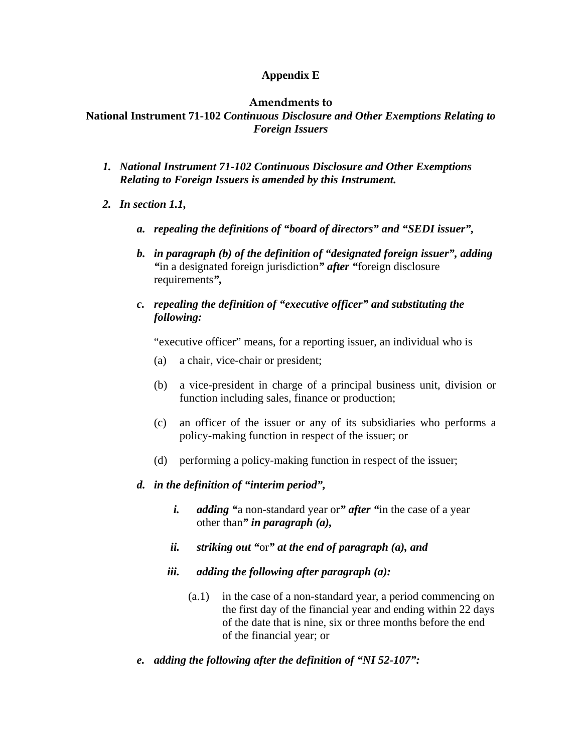**Appendix E**

**Amendments to**
**National Instrument 71-102** ***Continuous Disclosure and Other Exemptions Relating to Foreign Issuers***

1. ***National Instrument 71-102 Continuous Disclosure and Other Exemptions Relating to Foreign Issuers is amended by this Instrument.***

2. ***In section 1.1,***

   a. ***repealing the definitions of "board of directors" and "SEDI issuer",***

   b. ***in paragraph (b) of the definition of "designated foreign issuer", adding "***in a designated foreign jurisdiction***" after "***foreign disclosure requirements***",***

   c. ***repealing the definition of "executive officer" and substituting the following:***

      "executive officer" means, for a reporting issuer, an individual who is

      (a) a chair, vice-chair or president;

      (b) a vice-president in charge of a principal business unit, division or function including sales, finance or production;

      (c) an officer of the issuer or any of its subsidiaries who performs a policy-making function in respect of the issuer; or

      (d) performing a policy-making function in respect of the issuer;

   d. ***in the definition of "interim period",***

      i. ***adding "***a non-standard year or***" after "***in the case of a year other than***" in paragraph (a),***

      ii. ***striking out "***or***" at the end of paragraph (a), and***

      iii. ***adding the following after paragraph (a):***

         (a.1) in the case of a non-standard year, a period commencing on the first day of the financial year and ending within 22 days of the date that is nine, six or three months before the end of the financial year; or

   e. ***adding the following after the definition of "NI 52-107":***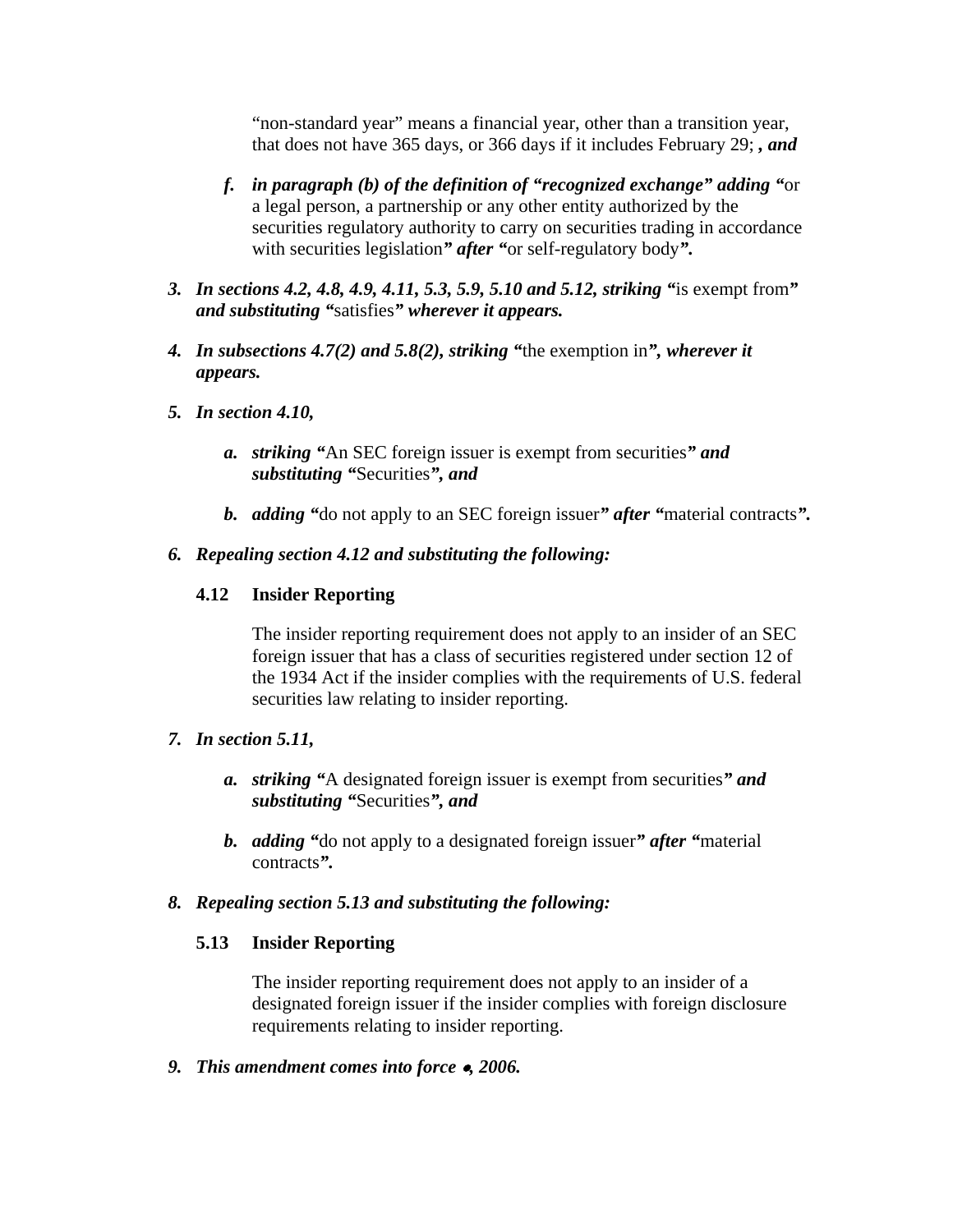"non-standard year" means a financial year, other than a transition year, that does not have 365 days, or 366 days if it includes February 29; ***, and***

*f.* ***in paragraph (b) of the definition of "recognized exchange" adding "***or a legal person, a partnership or any other entity authorized by the securities regulatory authority to carry on securities trading in accordance with securities legislation***" after "***or self-regulatory body***".***

3. ***In sections 4.2, 4.8, 4.9, 4.11, 5.3, 5.9, 5.10 and 5.12, striking "***is exempt from***" and substituting "***satisfies***" wherever it appears.***

4. ***In subsections 4.7(2) and 5.8(2), striking "***the exemption in***", wherever it appears.***

5. ***In section 4.10,***

   a. ***striking "***An SEC foreign issuer is exempt from securities***" and substituting "***Securities***", and***

   b. ***adding "***do not apply to an SEC foreign issuer***" after "***material contracts***".***

6. ***Repealing section 4.12 and substituting the following:***

**4.12 Insider Reporting**

The insider reporting requirement does not apply to an insider of an SEC foreign issuer that has a class of securities registered under section 12 of the 1934 Act if the insider complies with the requirements of U.S. federal securities law relating to insider reporting.

7. ***In section 5.11,***

   a. ***striking "***A designated foreign issuer is exempt from securities***" and substituting "***Securities***", and***

   b. ***adding "***do not apply to a designated foreign issuer***" after "***material contracts***".***

8. ***Repealing section 5.13 and substituting the following:***

**5.13 Insider Reporting**

The insider reporting requirement does not apply to an insider of a designated foreign issuer if the insider complies with foreign disclosure requirements relating to insider reporting.

9. ***This amendment comes into force •, 2006.***